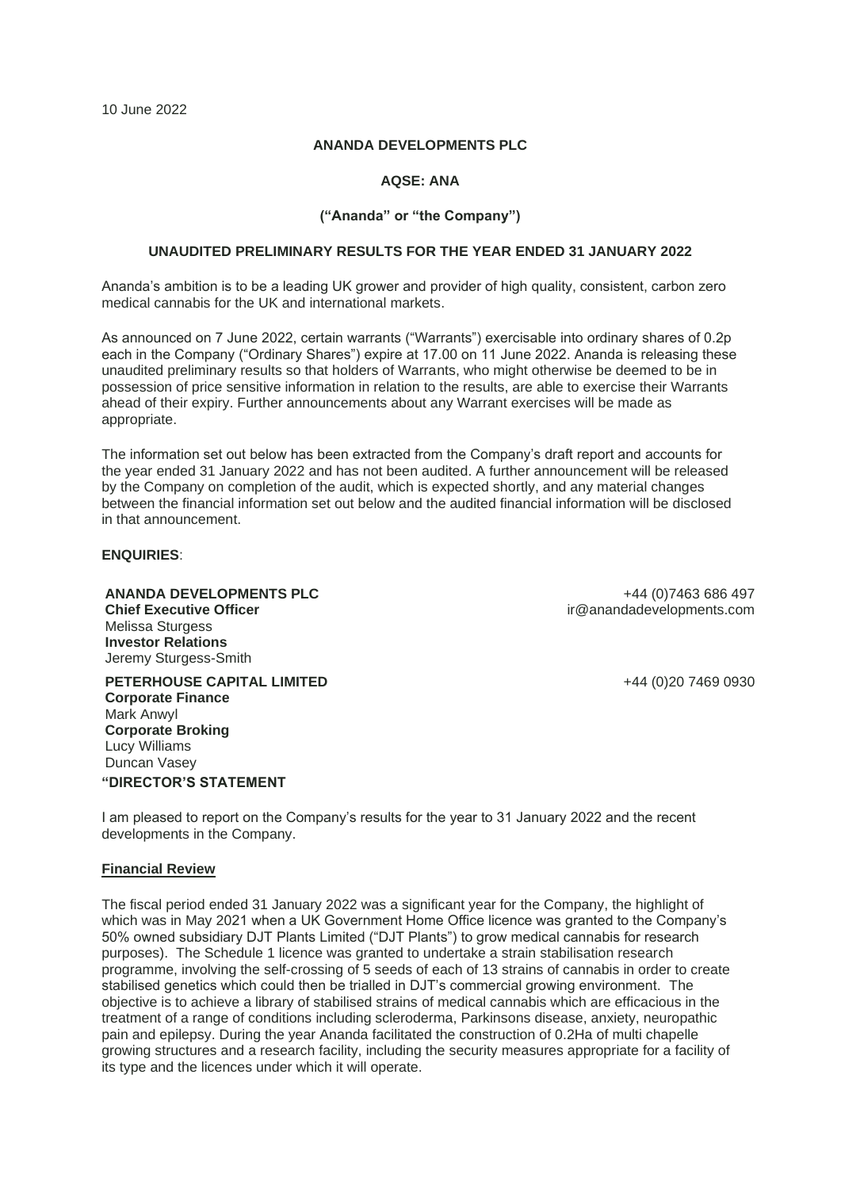10 June 2022

**ANANDA DEVELOPMENTS PLC**

**AQSE: ANA**

**("Ananda" or "the Company")**

**UNAUDITED PRELIMINARY RESULTS FOR THE YEAR ENDED 31 JANUARY 2022**

Ananda's ambition is to be a leading UK grower and provider of high quality, consistent, carbon zero medical cannabis for the UK and international markets.

As announced on 7 June 2022, certain warrants ("Warrants") exercisable into ordinary shares of 0.2p each in the Company ("Ordinary Shares") expire at 17.00 on 11 June 2022. Ananda is releasing these unaudited preliminary results so that holders of Warrants, who might otherwise be deemed to be in possession of price sensitive information in relation to the results, are able to exercise their Warrants ahead of their expiry. Further announcements about any Warrant exercises will be made as appropriate.

The information set out below has been extracted from the Company's draft report and accounts for the year ended 31 January 2022 and has not been audited. A further announcement will be released by the Company on completion of the audit, which is expected shortly, and any material changes between the financial information set out below and the audited financial information will be disclosed in that announcement.

**ENQUIRIES**:

**ANANDA DEVELOPMENTS PLC** — +44 (0)7463 686 497
**Chief Executive Officer** — ir@anandadevelopments.com
Melissa Sturgess
**Investor Relations**
Jeremy Sturgess-Smith

**PETERHOUSE CAPITAL LIMITED** — +44 (0)20 7469 0930
**Corporate Finance**
Mark Anwyl
**Corporate Broking**
Lucy Williams
Duncan Vasey

**"DIRECTOR'S STATEMENT**

I am pleased to report on the Company's results for the year to 31 January 2022 and the recent developments in the Company.

**Financial Review**

The fiscal period ended 31 January 2022 was a significant year for the Company, the highlight of which was in May 2021 when a UK Government Home Office licence was granted to the Company's 50% owned subsidiary DJT Plants Limited ("DJT Plants") to grow medical cannabis for research purposes). The Schedule 1 licence was granted to undertake a strain stabilisation research programme, involving the self-crossing of 5 seeds of each of 13 strains of cannabis in order to create stabilised genetics which could then be trialled in DJT's commercial growing environment. The objective is to achieve a library of stabilised strains of medical cannabis which are efficacious in the treatment of a range of conditions including scleroderma, Parkinsons disease, anxiety, neuropathic pain and epilepsy. During the year Ananda facilitated the construction of 0.2Ha of multi chapelle growing structures and a research facility, including the security measures appropriate for a facility of its type and the licences under which it will operate.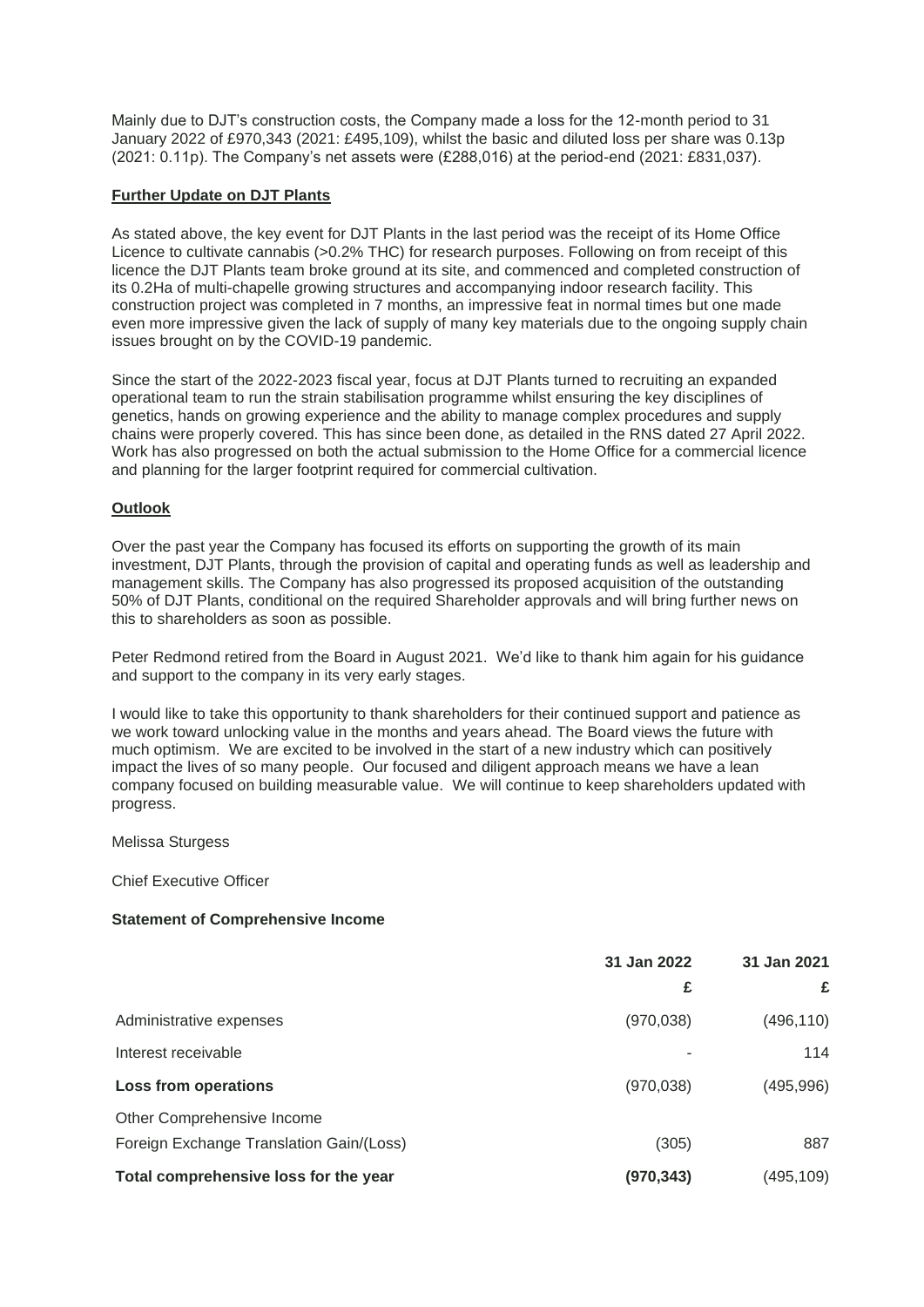Mainly due to DJT's construction costs, the Company made a loss for the 12-month period to 31 January 2022 of £970,343 (2021: £495,109), whilst the basic and diluted loss per share was 0.13p (2021: 0.11p). The Company's net assets were (£288,016) at the period-end (2021: £831,037).

**Further Update on DJT Plants**

As stated above, the key event for DJT Plants in the last period was the receipt of its Home Office Licence to cultivate cannabis (>0.2% THC) for research purposes. Following on from receipt of this licence the DJT Plants team broke ground at its site, and commenced and completed construction of its 0.2Ha of multi-chapelle growing structures and accompanying indoor research facility. This construction project was completed in 7 months, an impressive feat in normal times but one made even more impressive given the lack of supply of many key materials due to the ongoing supply chain issues brought on by the COVID-19 pandemic.

Since the start of the 2022-2023 fiscal year, focus at DJT Plants turned to recruiting an expanded operational team to run the strain stabilisation programme whilst ensuring the key disciplines of genetics, hands on growing experience and the ability to manage complex procedures and supply chains were properly covered. This has since been done, as detailed in the RNS dated 27 April 2022. Work has also progressed on both the actual submission to the Home Office for a commercial licence and planning for the larger footprint required for commercial cultivation.

**Outlook**

Over the past year the Company has focused its efforts on supporting the growth of its main investment, DJT Plants, through the provision of capital and operating funds as well as leadership and management skills. The Company has also progressed its proposed acquisition of the outstanding 50% of DJT Plants, conditional on the required Shareholder approvals and will bring further news on this to shareholders as soon as possible.

Peter Redmond retired from the Board in August 2021. We'd like to thank him again for his guidance and support to the company in its very early stages.

I would like to take this opportunity to thank shareholders for their continued support and patience as we work toward unlocking value in the months and years ahead. The Board views the future with much optimism. We are excited to be involved in the start of a new industry which can positively impact the lives of so many people. Our focused and diligent approach means we have a lean company focused on building measurable value. We will continue to keep shareholders updated with progress.

Melissa Sturgess

Chief Executive Officer

**Statement of Comprehensive Income**

| | **31 Jan 2022** | **31 Jan 2021** |
|---|---|---|
| | **£** | **£** |
| Administrative expenses | (970,038) | (496,110) |
| Interest receivable | - | 114 |
| **Loss from operations** | (970,038) | (495,996) |
| Other Comprehensive Income | | |
| Foreign Exchange Translation Gain/(Loss) | (305) | 887 |
| **Total comprehensive loss for the year** | **(970,343)** | (495,109) |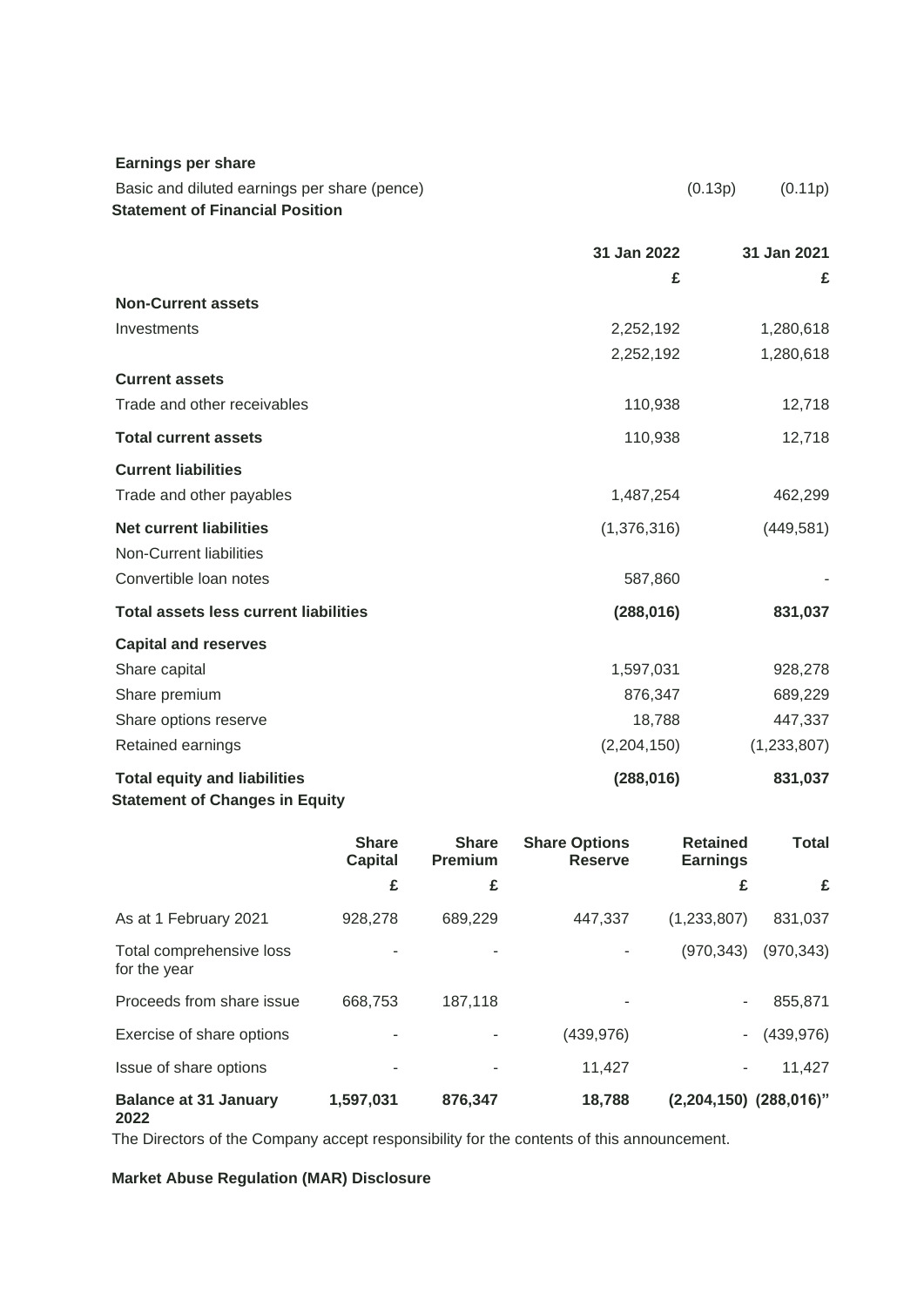**Earnings per share**

| | | |
|---|---|---|
| Basic and diluted earnings per share (pence) | (0.13p) | (0.11p) |

**Statement of Financial Position**

| | 31 Jan 2022 | 31 Jan 2021 |
|---|---|---|
| | £ | £ |
| **Non-Current assets** | | |
| Investments | 2,252,192 | 1,280,618 |
| | 2,252,192 | 1,280,618 |
| **Current assets** | | |
| Trade and other receivables | 110,938 | 12,718 |
| **Total current assets** | 110,938 | 12,718 |
| **Current liabilities** | | |
| Trade and other payables | 1,487,254 | 462,299 |
| **Net current liabilities** | (1,376,316) | (449,581) |
| Non-Current liabilities | | |
| Convertible loan notes | 587,860 | - |
| **Total assets less current liabilities** | **(288,016)** | **831,037** |
| **Capital and reserves** | | |
| Share capital | 1,597,031 | 928,278 |
| Share premium | 876,347 | 689,229 |
| Share options reserve | 18,788 | 447,337 |
| Retained earnings | (2,204,150) | (1,233,807) |
| **Total equity and liabilities** | **(288,016)** | **831,037** |

**Statement of Changes in Equity**

| | Share Capital | Share Premium | Share Options Reserve | Retained Earnings | Total |
|---|---|---|---|---|---|
| | £ | £ | | £ | £ |
| As at 1 February 2021 | 928,278 | 689,229 | 447,337 | (1,233,807) | 831,037 |
| Total comprehensive loss for the year | - | - | - | (970,343) | (970,343) |
| Proceeds from share issue | 668,753 | 187,118 | - | - | 855,871 |
| Exercise of share options | - | - | (439,976) | - | (439,976) |
| Issue of share options | - | - | 11,427 | - | 11,427 |
| **Balance at 31 January 2022** | **1,597,031** | **876,347** | **18,788** | **(2,204,150)** | **(288,016)"** |

The Directors of the Company accept responsibility for the contents of this announcement.

**Market Abuse Regulation (MAR) Disclosure**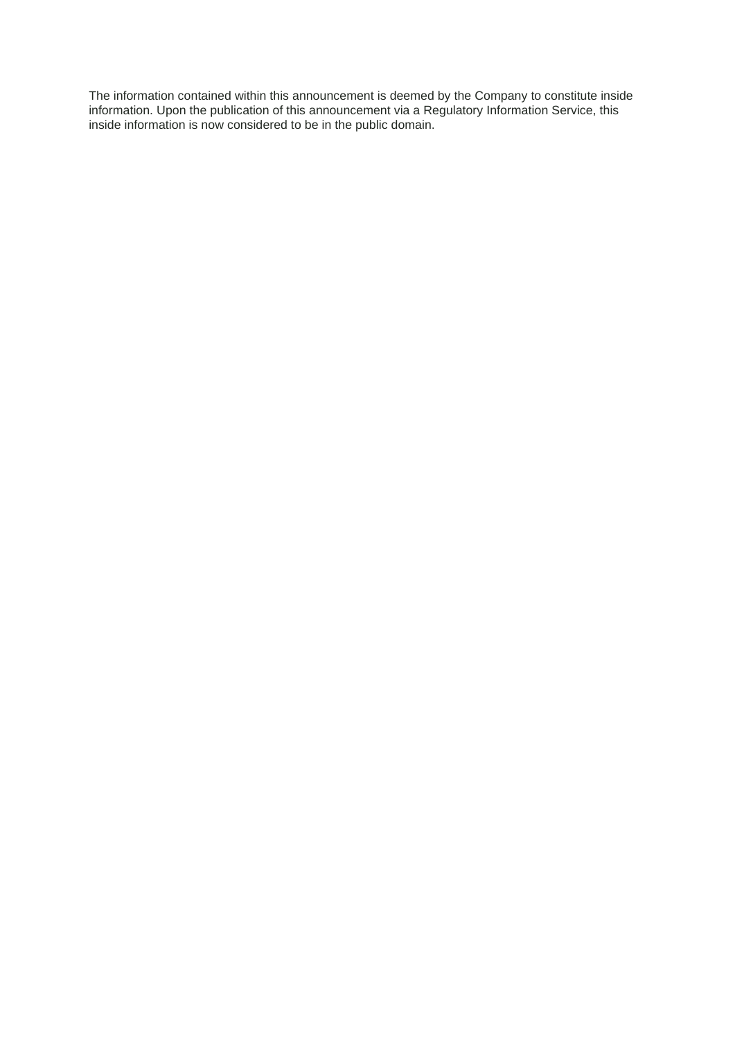The information contained within this announcement is deemed by the Company to constitute inside information. Upon the publication of this announcement via a Regulatory Information Service, this inside information is now considered to be in the public domain.